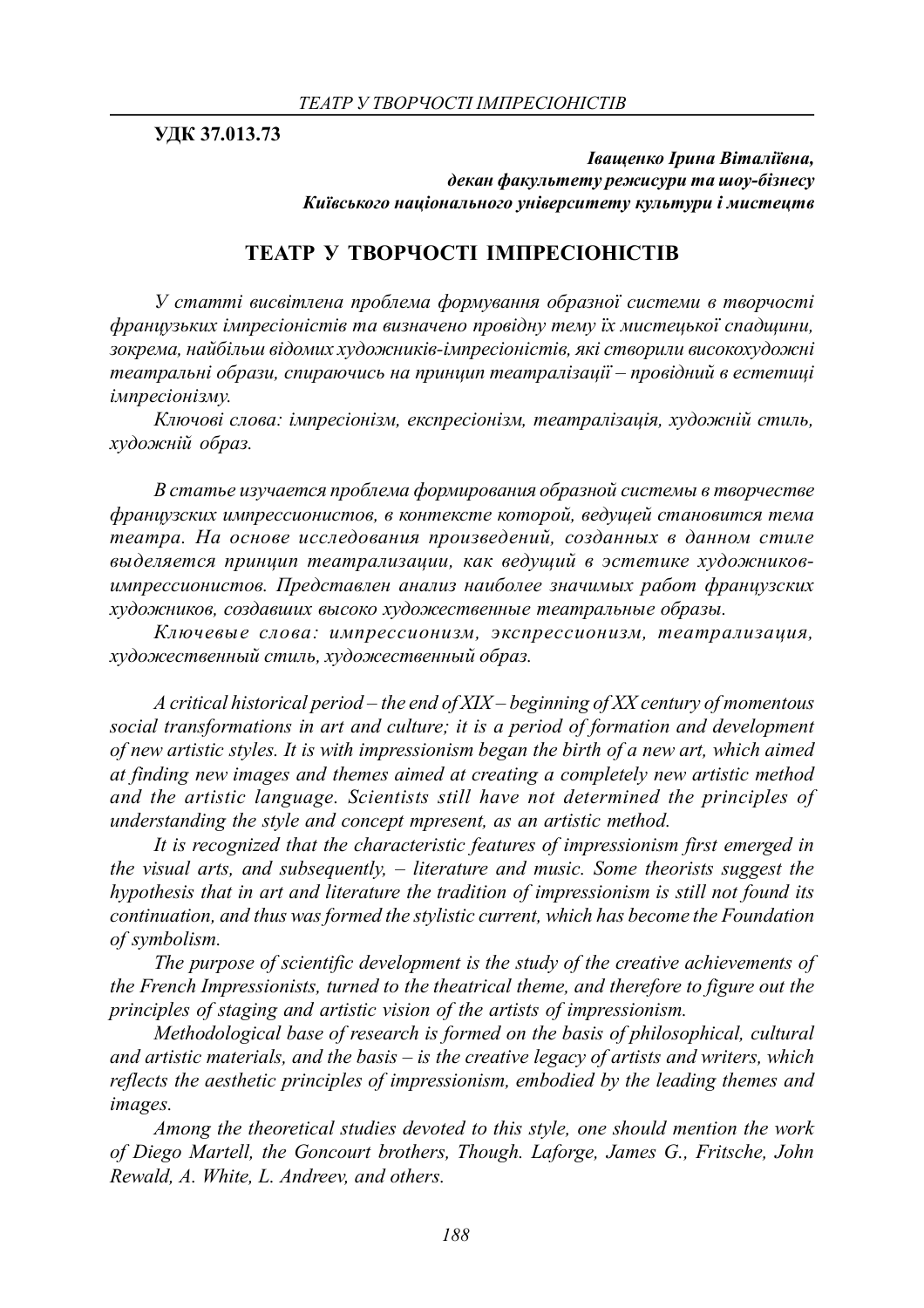**УДК 37.013.73**

***Іващенко Ірина Віталіївна,***
***декан факультету режисури та шоу-бізнесу***
***Київського національного університету культури і мистецтв***

# ТЕАТР У ТВОРЧОСТІ ІМПРЕСІОНІСТІВ

*У статті висвітлена проблема формування образної системи в творчості французьких імпресіоністів та визначено провідну тему їх мистецької спадщини, зокрема, найбільш відомих художників-імпресіоністів, які створили висохудожні театральні образи, спираючись на принцип театралізації – провідний в естетиці імпресіонізму.*

*Ключові слова: імпресіонізм, експресіонізм, театралізація, художній стиль, художній образ.*

*В статье изучается проблема формирования образной системы в творчестве французских импрессионистов, в контексте которой, ведущей становится тема театра. На основе исследования произведений, созданных в данном стиле выделяется принцип театрализации, как ведущий в эстетике художников-импрессионистов. Представлен анализ наиболее значимых работ французских художников, создавших высоко художественные театральные образы.*

*Ключевые слова: импрессионизм, экспрессионизм, театрализация, художественный стиль, художественный образ.*

*A critical historical period – the end of XIX – beginning of XX century of momentous social transformations in art and culture; it is a period of formation and development of new artistic styles. It is with impressionism began the birth of a new art, which aimed at finding new images and themes aimed at creating a completely new artistic method and the artistic language. Scientists still have not determined the principles of understanding the style and concept mpresent, as an artistic method.*

*It is recognized that the characteristic features of impressionism first emerged in the visual arts, and subsequently, – literature and music. Some theorists suggest the hypothesis that in art and literature the tradition of impressionism is still not found its continuation, and thus was formed the stylistic current, which has become the Foundation of symbolism.*

*The purpose of scientific development is the study of the creative achievements of the French Impressionists, turned to the theatrical theme, and therefore to figure out the principles of staging and artistic vision of the artists of impressionism.*

*Methodological base of research is formed on the basis of philosophical, cultural and artistic materials, and the basis – is the creative legacy of artists and writers, which reflects the aesthetic principles of impressionism, embodied by the leading themes and images.*

*Among the theoretical studies devoted to this style, one should mention the work of Diego Martell, the Goncourt brothers, Though. Laforge, James G., Fritsche, John Rewald, A. White, L. Andreev, and others.*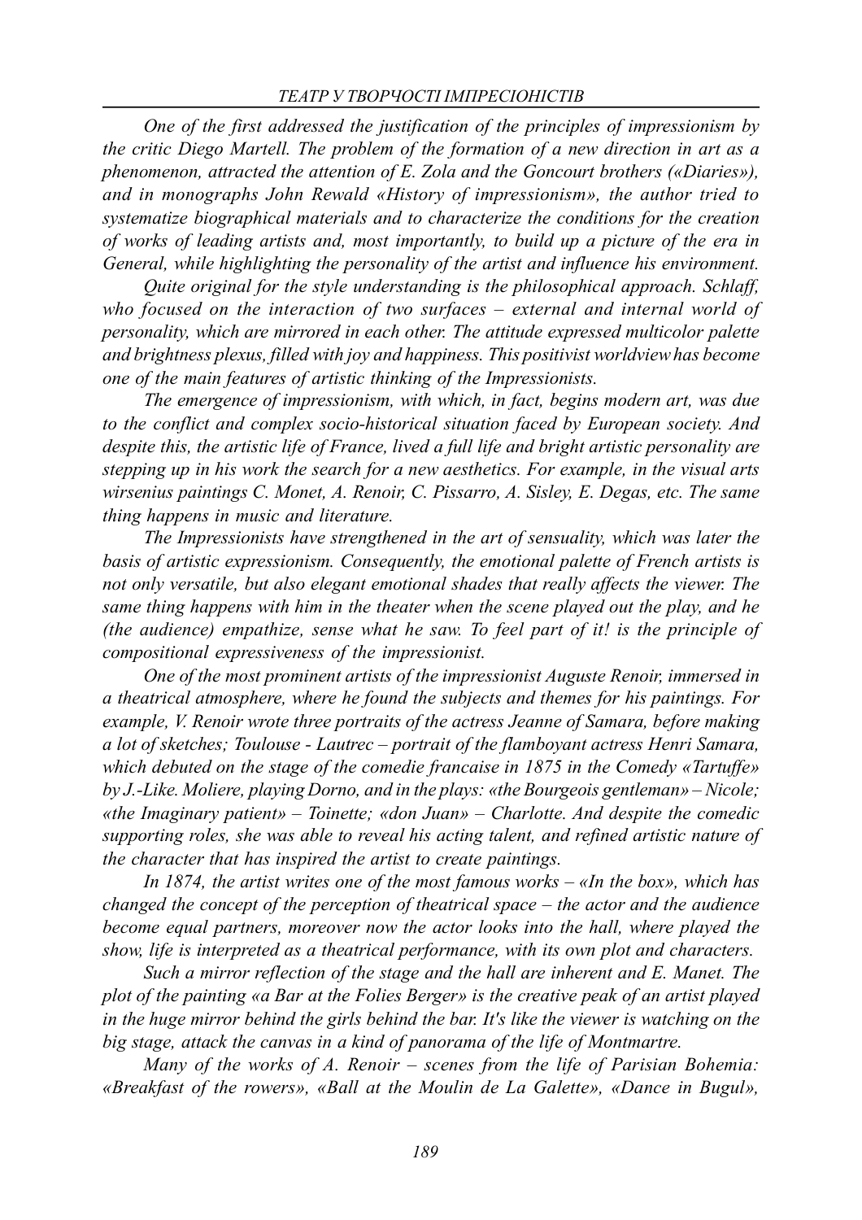*One of the first addressed the justification of the principles of impressionism by the critic Diego Martell. The problem of the formation of a new direction in art as a phenomenon, attracted the attention of E. Zola and the Goncourt brothers («Diaries»), and in monographs John Rewald «History of impressionism», the author tried to systematize biographical materials and to characterize the conditions for the creation of works of leading artists and, most importantly, to build up a picture of the era in General, while highlighting the personality of the artist and influence his environment.*

*Quite original for the style understanding is the philosophical approach. Schlaff, who focused on the interaction of two surfaces – external and internal world of personality, which are mirrored in each other. The attitude expressed multicolor palette and brightness plexus, filled with joy and happiness. This positivist worldview has become one of the main features of artistic thinking of the Impressionists.*

*The emergence of impressionism, with which, in fact, begins modern art, was due to the conflict and complex socio-historical situation faced by European society. And despite this, the artistic life of France, lived a full life and bright artistic personality are stepping up in his work the search for a new aesthetics. For example, in the visual arts wirsenius paintings C. Monet, A. Renoir, C. Pissarro, A. Sisley, E. Degas, etc. The same thing happens in music and literature.*

*The Impressionists have strengthened in the art of sensuality, which was later the basis of artistic expressionism. Consequently, the emotional palette of French artists is not only versatile, but also elegant emotional shades that really affects the viewer. The same thing happens with him in the theater when the scene played out the play, and he (the audience) empathize, sense what he saw. To feel part of it! is the principle of compositional expressiveness of the impressionist.*

*One of the most prominent artists of the impressionist Auguste Renoir, immersed in a theatrical atmosphere, where he found the subjects and themes for his paintings. For example, V. Renoir wrote three portraits of the actress Jeanne of Samara, before making a lot of sketches; Toulouse - Lautrec – portrait of the flamboyant actress Henri Samara, which debuted on the stage of the comedie francaise in 1875 in the Comedy «Tartuffe» by J.-Like. Moliere, playing Dorno, and in the plays: «the Bourgeois gentleman» – Nicole; «the Imaginary patient» – Toinette; «don Juan» – Charlotte. And despite the comedic supporting roles, she was able to reveal his acting talent, and refined artistic nature of the character that has inspired the artist to create paintings.*

*In 1874, the artist writes one of the most famous works – «In the box», which has changed the concept of the perception of theatrical space – the actor and the audience become equal partners, moreover now the actor looks into the hall, where played the show, life is interpreted as a theatrical performance, with its own plot and characters.*

*Such a mirror reflection of the stage and the hall are inherent and E. Manet. The plot of the painting «a Bar at the Folies Berger» is the creative peak of an artist played in the huge mirror behind the girls behind the bar. It's like the viewer is watching on the big stage, attack the canvas in a kind of panorama of the life of Montmartre.*

*Many of the works of A. Renoir – scenes from the life of Parisian Bohemia: «Breakfast of the rowers», «Ball at the Moulin de La Galette», «Dance in Bugul»,*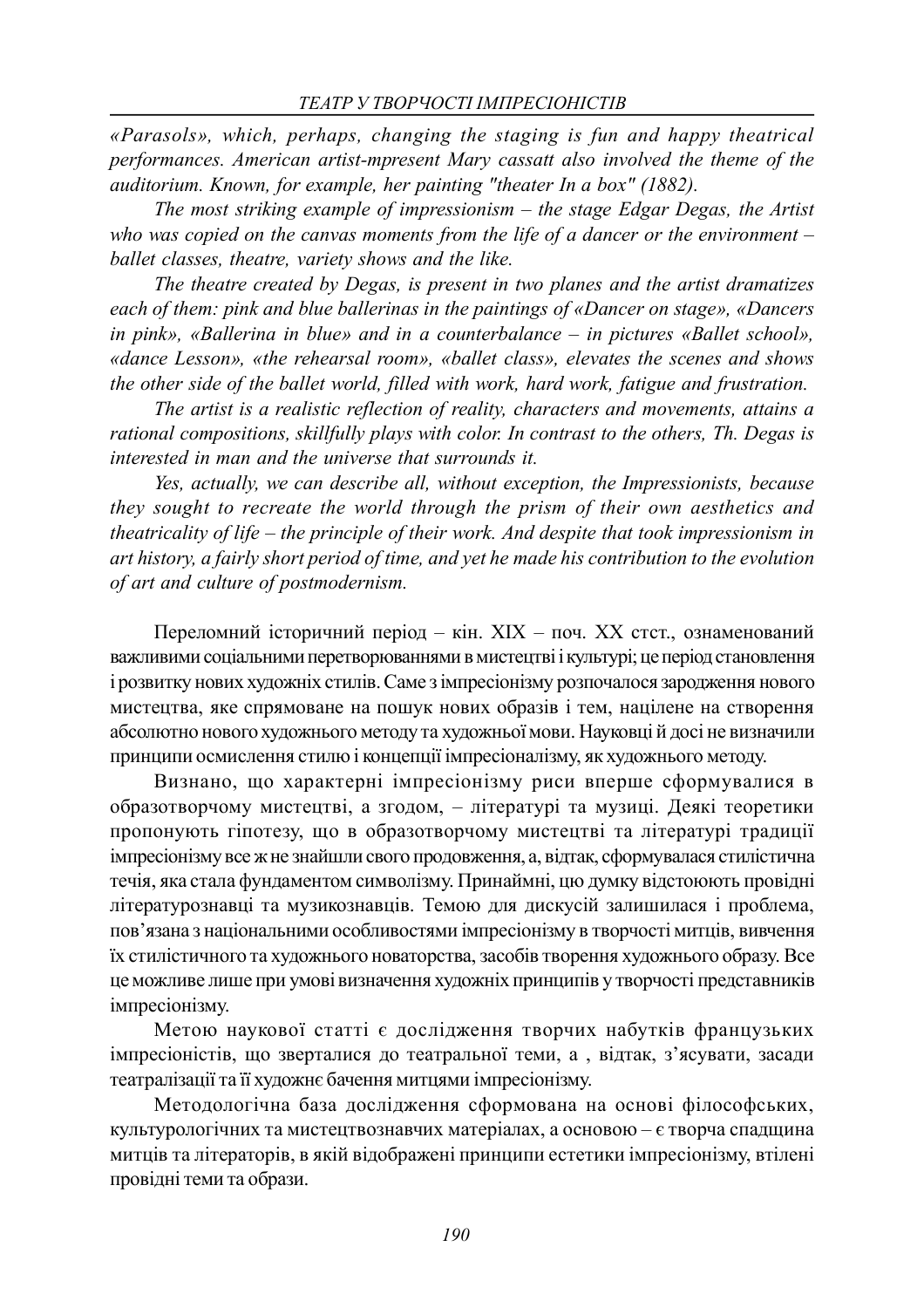*«Parasols», which, perhaps, changing the staging is fun and happy theatrical performances. American artist-mpresent Mary cassatt also involved the theme of the auditorium. Known, for example, her painting "theater In a box" (1882).*

*The most striking example of impressionism – the stage Edgar Degas, the Artist who was copied on the canvas moments from the life of a dancer or the environment – ballet classes, theatre, variety shows and the like.*

*The theatre created by Degas, is present in two planes and the artist dramatizes each of them: pink and blue ballerinas in the paintings of «Dancer on stage», «Dancers in pink», «Ballerina in blue» and in a counterbalance – in pictures «Ballet school», «dance Lesson», «the rehearsal room», «ballet class», elevates the scenes and shows the other side of the ballet world, filled with work, hard work, fatigue and frustration.*

*The artist is a realistic reflection of reality, characters and movements, attains a rational compositions, skillfully plays with color. In contrast to the others, Th. Degas is interested in man and the universe that surrounds it.*

*Yes, actually, we can describe all, without exception, the Impressionists, because they sought to recreate the world through the prism of their own aesthetics and theatricality of life – the principle of their work. And despite that took impressionism in art history, a fairly short period of time, and yet he made his contribution to the evolution of art and culture of postmodernism.*

Переломний історичний період – кін. ХІХ – поч. ХХ стст., ознаменований важливими соціальними перетворюваннями в мистецтві і культурі; це період становлення і розвитку нових художніх стилів. Саме з імпресіонізму розпочалося зародження нового мистецтва, яке спрямоване на пошук нових образів і тем, націлене на створення абсолютно нового художнього методу та художньої мови. Науковці й досі не визначили принципи осмислення стилю і концепції імпресіоналізму, як художнього методу.

Визнано, що характерні імпресіонізму риси вперше сформувалися в образотворчому мистецтві, а згодом, – літературі та музиці. Деякі теоретики пропонують гіпотезу, що в образотворчому мистецтві та літературі традиції імпресіонізму все ж не знайшли свого продовження, а, відтак, сформувалася стилістична течія, яка стала фундаментом символізму. Принаймні, цю думку відстоюють провідні літературознавці та музикознавців. Темою для дискусій залишилася і проблема, пов'язана з національними особливостями імпресіонізму в творчості митців, вивчення їх стилістичного та художнього новаторства, засобів творення художнього образу. Все це можливе лише при умові визначення художніх принципів у творчості представників імпресіонізму.

Метою наукової статті є дослідження творчих набутків французьких імпресіоністів, що зверталися до театральної теми, а , відтак, з'ясувати, засади театралізації та її художнє бачення митцями імпресіонізму.

Методологічна база дослідження сформована на основі філософських, культурологічних та мистецтвознавчих матеріалах, а основою – є творча спадщина митців та літераторів, в якій відображені принципи естетики імпресіонізму, втілені провідні теми та образи.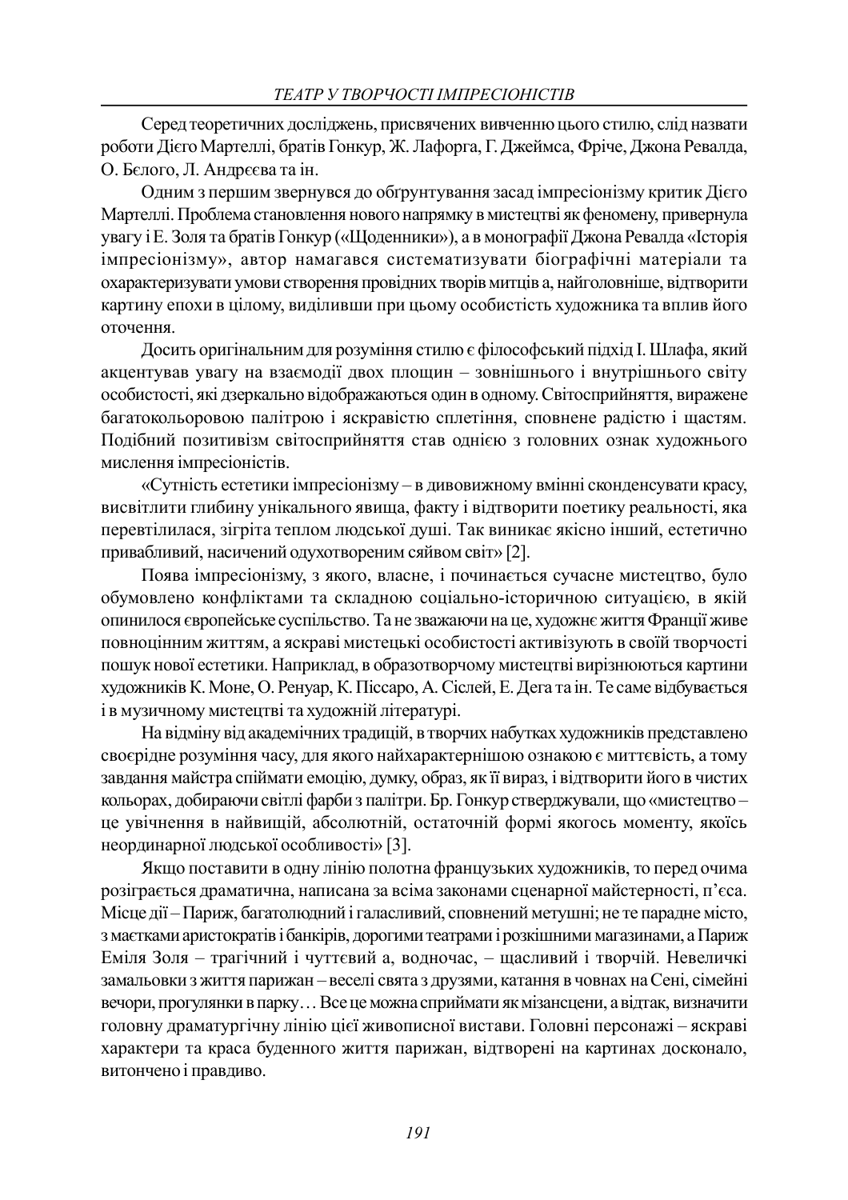Серед теоретичних досліджень, присвячених вивченню цього стилю, слід назвати роботи Дієго Мартеллі, братів Гонкур, Ж. Лафорга, Г. Джеймса, Фріче, Джона Ревалда, О. Бєлого, Л. Андрєєва та ін.

Одним з першим звернувся до обґрунтування засад імпресіонізму критик Дієго Мартеллі. Проблема становлення нового напрямку в мистецтві як феномену, привернула увагу і Е. Золя та братів Гонкур («Щоденники»), а в монографії Джона Ревалда «Історія імпресіонізму», автор намагався систематизувати біографічні матеріали та охарактеризувати умови створення провідних творів митців а, найголовніше, відтворити картину епохи в цілому, виділивши при цьому особистість художника та вплив його оточення.

Досить оригінальним для розуміння стилю є філософський підхід І. Шлафа, який акцентував увагу на взаємодії двох площин – зовнішнього і внутрішнього світу особистості, які дзеркально відображаються один в одному. Світосприйняття, виражене багатокольоровою палітрою і яскравістю сплетіння, сповнене радістю і щастям. Подібний позитивізм світосприйняття став однією з головних ознак художнього мислення імпресіоністів.

«Сутність естетики імпресіонізму – в дивовижному вмінні сконденсувати красу, висвітлити глибину унікального явища, факту і відтворити поетику реальності, яка перевтілилася, зігріта теплом людської душі. Так виникає якісно інший, естетично привабливий, насичений одухотвореним сяйвом світ» [2].

Поява імпресіонізму, з якого, власне, і починається сучасне мистецтво, було обумовлено конфліктами та складною соціально-історичною ситуацією, в якій опинилося європейське суспільство. Та не зважаючи на це, художнє життя Франції живе повноцінним життям, а яскраві мистецькі особистості активізують в своїй творчості пошук нової естетики. Наприклад, в образотворчому мистецтві вирізнюються картини художників К. Моне, О. Ренуар, К. Піссаро, А. Сіслей, Е. Дега та ін. Те саме відбувається і в музичному мистецтві та художній літературі.

На відміну від академічних традицій, в творчих набутках художників представлено своєрідне розуміння часу, для якого найхарактернішою ознакою є миттєвість, а тому завдання майстра спіймати емоцію, думку, образ, як її вираз, і відтворити його в чистих кольорах, добираючи світлі фарби з палітри. Бр. Гонкур стверджували, що «мистецтво – це увічнення в найвищій, абсолютній, остаточній формі якогось моменту, якоїсь неординарної людської особливості» [3].

Якщо поставити в одну лінію полотна французьких художників, то перед очима розіграється драматична, написана за всіма законами сценарної майстерності, п'єса. Місце дії – Париж, багатолюдний і галасливий, сповнений метушні; не те парадне місто, з маєтками аристократів і банкірів, дорогими театрами і розкішними магазинами, а Париж Еміля Золя – трагічний і чуттєвий а, водночас, – щасливий і творчій. Невеличкі замальовки з життя парижан – веселі свята з друзями, катання в човнах на Сені, сімейні вечори, прогулянки в парку… Все це можна сприймати як мізансцени, а відтак, визначити головну драматургічну лінію цієї живописної вистави. Головні персонажі – яскраві характери та краса буденного життя парижан, відтворені на картинах досконало, витончено і правдиво.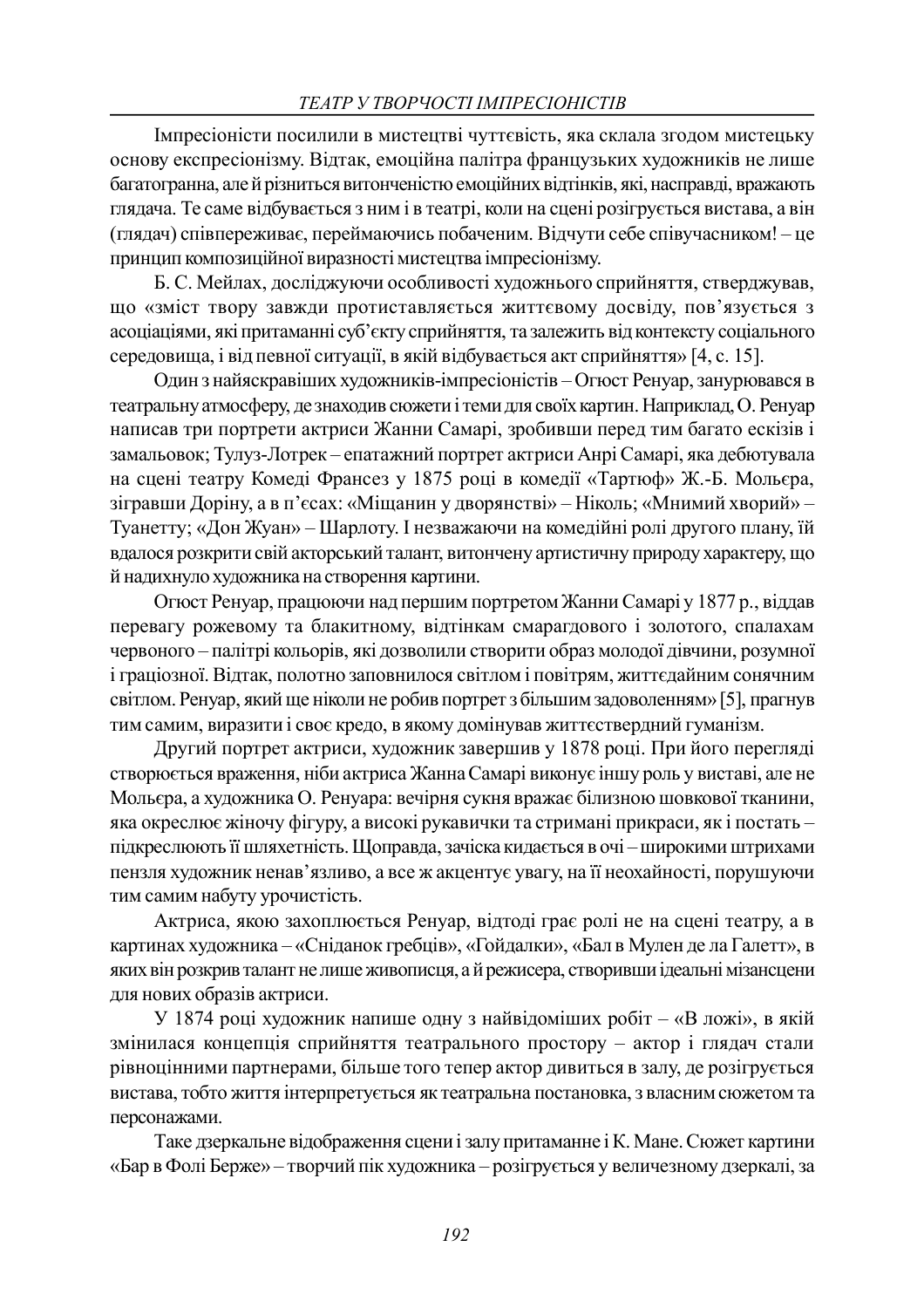Імпресіоністи посилили в мистецтві чуттєвість, яка склала згодом мистецьку основу експресіонізму. Відтак, емоційна палітра французьких художників не лише багатогранна, але й різниться витонченістю емоційних відтінків, які, насправді, вражають глядача. Те саме відбувається з ним і в театрі, коли на сцені розігрується вистава, а він (глядач) співпереживає, переймаючись побаченим. Відчути себе співучасником! – це принцип композиційної виразності мистецтва імпресіонізму.

Б. С. Мейлах, досліджуючи особливості художнього сприйняття, стверджував, що «зміст твору завжди протиставляється життєвому досвіду, пов'язується з асоціаціями, які притаманні суб'єкту сприйняття, та залежить від контексту соціального середовища, і від певної ситуації, в якій відбувається акт сприйняття» [4, с. 15].

Один з найяскравіших художників-імпресіоністів – Огюст Ренуар, занурювався в театральну атмосферу, де знаходив сюжети і теми для своїх картин. Наприклад, О. Ренуар написав три портрети актриси Жанни Самарі, зробивши перед тим багато ескізів і замальовок; Тулуз-Лотрек – епатажний портрет актриси Анрі Самарі, яка дебютувала на сцені театру Комеді Франсез у 1875 році в комедії «Тартюф» Ж.-Б. Мольєра, зігравши Доріну, а в п'єсах: «Міщанин у дворянстві» – Ніколь; «Мнимий хворий» – Туанетту; «Дон Жуан» – Шарлоту. І незважаючи на комедійні ролі другого плану, їй вдалося розкрити свій акторський талант, витончену артистичну природу характеру, що й надихнуло художника на створення картини.

Огюст Ренуар, працюючи над першим портретом Жанни Самарі у 1877 р., віддав перевагу рожевому та блакитному, відтінкам смарагдового і золотого, спалахам червоного – палітрі кольорів, які дозволили створити образ молодої дівчини, розумної і граціозної. Відтак, полотно заповнилося світлом і повітрям, життєдайним сонячним світлом. Ренуар, який ще ніколи не робив портрет з більшим задоволенням» [5], прагнув тим самим, виразити і своє кредо, в якому домінував життєствердний гуманізм.

Другий портрет актриси, художник завершив у 1878 році. При його перегляді створюється враження, ніби актриса Жанна Самарі виконує іншу роль у виставі, але не Мольєра, а художника О. Ренуара: вечірня сукня вражає білизною шовкової тканини, яка окреслює жіночу фігуру, а високі рукавички та стримані прикраси, як і постать – підкреслюють її шляхетність. Щоправда, зачіска кидається в очі – широкими штрихами пензля художник ненав'язливо, а все ж акцентує увагу, на її неохайності, порушуючи тим самим набуту урочистість.

Актриса, якою захоплюється Ренуар, відтоді грає ролі не на сцені театру, а в картинах художника – «Сніданок гребців», «Гойдалки», «Бал в Мулен де ла Галетт», в яких він розкрив талант не лише живописця, а й режисера, створивши ідеальні мізансцени для нових образів актриси.

У 1874 році художник напише одну з найвідоміших робіт – «В ложі», в якій змінилася концепція сприйняття театрального простору – актор і глядач стали рівноцінними партнерами, більше того тепер актор дивиться в залу, де розігрується вистава, тобто життя інтерпретується як театральна постановка, з власним сюжетом та персонажами.

Таке дзеркальне відображення сцени і залу притаманне і К. Мане. Сюжет картини «Бар в Фолі Берже» – творчий пік художника – розігрується у величезному дзеркалі, за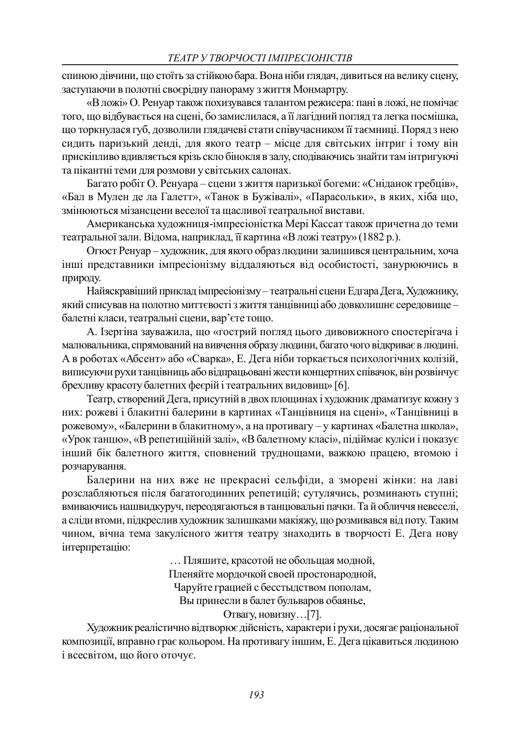спиною дівчини, що стоїть за стійкою бара. Вона ніби глядач, дивиться на велику сцену, заступаючи в полотні своєрідну панораму з життя Монмартру.

«В ложі» О. Ренуар також похизувався талантом режисера: пані в ложі, не помічає того, що відбувається на сцені, бо замислилася, а її лагідний погляд та легка посмішка, що торкнулася губ, дозволили глядачеві стати співучасником її таємниці. Поряд з нею сидить паризький денді, для якого театр – місце для світських інтриг і тому він прискіпливо вдивляється крізь скло бінокля в залу, сподіваючись знайти там інтригуючі та пікантні теми для розмови у світських салонах.

Багато робіт О. Ренуара – сцени з життя паризької богеми: «Сніданок гребців», «Бал в Мулен де ла Галетт», «Танок в Буживалі», «Парасольки», в яких, хіба що, змінюються мізансцени веселої та щасливої театральної вистави.

Американська художниця-імпресіоністка Мері Кассат також причетна до теми театральної зали. Відома, наприклад, її картина «В ложі театру» (1882 р.).

Огюст Ренуар – художник, для якого образ людини залишився центральним, хоча інші представники імпресіонізму віддаляються від особистості, занурюючись в природу.

Найяскравіший приклад імпресіонізму – театральні сцени Едгара Дега, Художнику, який списував на полотно миттєвості з життя танцівниці або довколишнє середовище – балетні класи, театральні сцени, вар'єте тощо.

А. Ізергіна зауважила, що «гострий погляд цього дивовижного спостерігача і малювальника, спрямований на вивчення образу людини, багато чого відкриває в людині. А в роботах «Абсент» або «Сварка», Е. Дега ніби торкається психологічних колізій, виписуючи рухи танцівниць або відпрацьовані жести концертних співачок, він розвінчує брехливу красоту балетних феєрій і театральних видовищ» [6].

Театр, створений Дега, присутній в двох площинах і художник драматизує кожну з них: рожеві і блакитні балерини в картинах «Танцівниця на сцені», «Танцівниці в рожевому», «Балерини в блакитному», а на противагу – у картинах «Балетна школа», «Урок танцю», «В репетиційній залі», «В балетному класі», підіймає куліси і показує інший бік балетного життя, сповнений труднощами, важкою працею, втомою і розчарування.

Балерини на них вже не прекрасні сельфіди, а зморені жінки: на лаві розслабляються після багатогодинних репетицій; сутулячись, розминають ступні; вмиваючись нашвидкуруч, переодягаються в танцювальні пачки. Та й обличчя невеселі, а сліди втоми, підкреслив художник залишками макіяжу, що розмивався від поту. Таким чином, вічна тема закулісного життя театру знаходить в творчості Е. Дега нову інтерпретацію:

> … Пляшите, красотой не обольщая модной,
> Пленяйте мордочкой своей простонародной,
> Чаруйте грацией с бесстыдством пополам,
> Вы принесли в балет бульваров обаянье,
> Отвагу, новизну…[7].

Художник реалістично відтворює дійсність, характери і рухи, досягає раціональної композиції, вправно грає кольором. На противагу іншим, Е. Дега цікавиться людиною і всесвітом, що його оточує.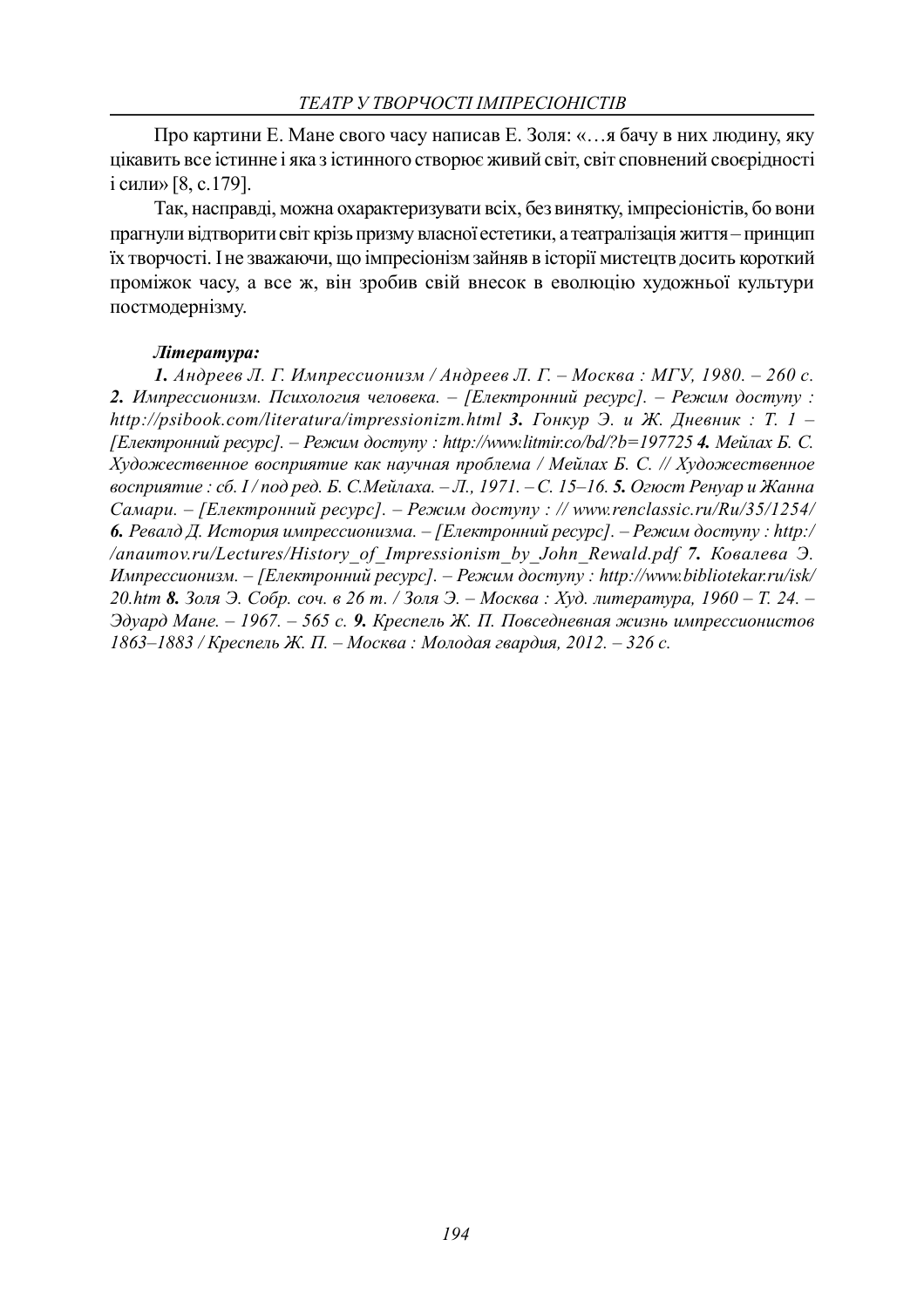Про картини Е. Мане свого часу написав Е. Золя: «…я бачу в них людину, яку цікавить все істинне і яка з істинного створює живий світ, світ сповнений своєрідності і сили» [8, с.179].

Так, насправді, можна охарактеризувати всіх, без винятку, імпресіоністів, бо вони прагнули відтворити світ крізь призму власної естетики, а театралізація життя – принцип їх творчості. І не зважаючи, що імпресіонізм зайняв в історії мистецтв досить короткий проміжок часу, а все ж, він зробив свій внесок в еволюцію художньої культури постмодернізму.

***Література:***

***1.*** *Андреев Л. Г. Импрессионизм / Андреев Л. Г. – Москва : МГУ, 1980. – 260 с.* ***2.*** *Импрессионизм. Психология человека. – [Електронний ресурс]. – Режим доступу : http://psibook.com/literatura/impressionizm.html* ***3.*** *Гонкур Э. и Ж. Дневник : Т. 1 – [Електронний ресурс]. – Режим доступу : http://www.litmir.co/bd/?b=197725* ***4.*** *Мейлах Б. С. Художественное восприятие как научная проблема / Мейлах Б. С. // Художественное восприятие : сб. I / под ред. Б. С.Мейлаха. – Л., 1971. – С. 15–16.* ***5.*** *Огюст Ренуар и Жанна Самари. – [Електронний ресурс]. – Режим доступу : // www.renclassic.ru/Ru/35/1254/* ***6.*** *Ревалд Д. История импрессионизма. – [Електронний ресурс]. – Режим доступу : http://anaumov.ru/Lectures/History_of_Impressionism_by_John_Rewald.pdf* ***7.*** *Ковалева Э. Импрессионизм. – [Електронний ресурс]. – Режим доступу : http://www.bibliotekar.ru/isk/20.htm* ***8.*** *Золя Э. Собр. соч. в 26 т. / Золя Э. – Москва : Худ. литература, 1960 – Т. 24. – Эдуард Мане. – 1967. – 565 с.* ***9.*** *Креспель Ж. П. Повседневная жизнь импрессионистов 1863–1883 / Креспель Ж. П. – Москва : Молодая гвардия, 2012. – 326 с.*